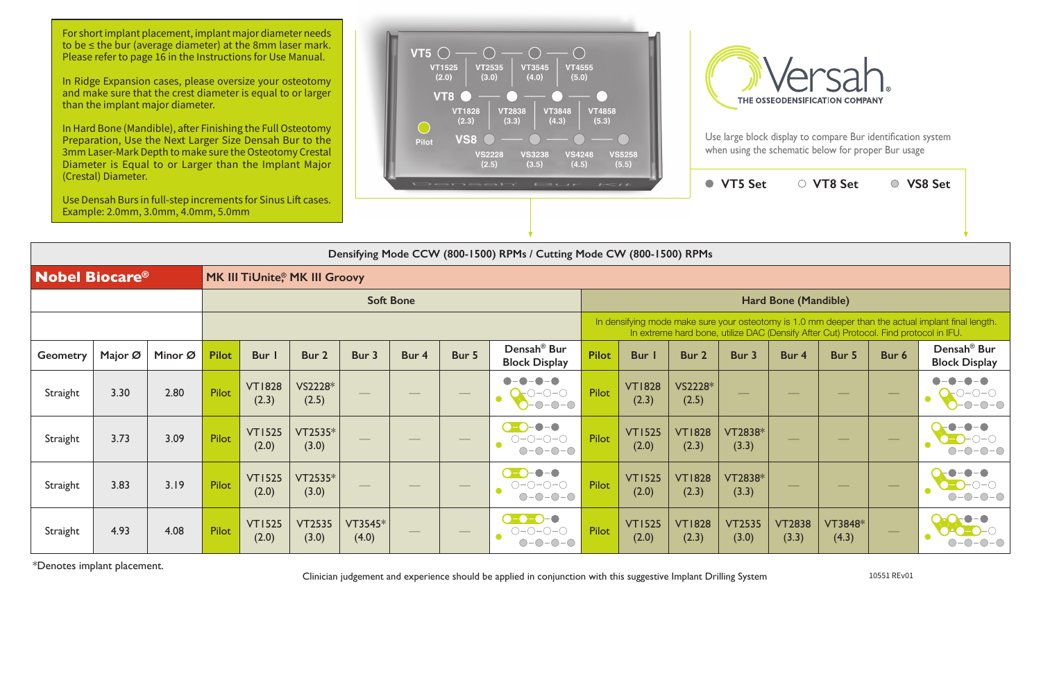For short implant placement, implant major diameter needs to be ≤ the bur (average diameter) at the 8mm laser mark. Please refer to page 16 in the Instructions for Use Manual.

In Ridge Expansion cases, please oversize your osteotomy and make sure that the crest diameter is equal to or larger than the implant major diameter.

In Hard Bone (Mandible), after Finishing the Full Osteotomy Preparation, Use the Next Larger Size Densah Bur to the 3mm Laser-Mark Depth to make sure the Osteotomy Crestal Diameter is Equal to or Larger than the Implant Major (Crestal) Diameter.

Use Densah Burs in full-step increments for Sinus Lift cases. Example: 2.0mm, 3.0mm, 4.0mm, 5.0mm

VT5: VT1525 (2.0), VT2535 (3.0), VT3545 (4.0), VT4555 (5.0)

VT8: VT1828 (2.3), VT2838 (3.3), VT3848 (4.3), VT4858 (5.3)

Pilot

VS8: VS2228 (2.5), VS3238 (3.5), VS4248 (4.5), VS5258 (5.5)

Densah Bur Kit

Versah® THE OSSEODENSIFICATION COMPANY

Use large block display to compare Bur identification system when using the schematic below for proper Bur usage

● VT5 Set ○ VT8 Set ◯ VS8 Set

| Densifying Mode CCW (800-1500) RPMs / Cutting Mode CW (800-1500) RPMs | | | | | | | | | | | | | | | | | | | |
|---|---|---|---|---|---|---|---|---|---|---|---|---|---|---|---|---|---|---|---|
| **Nobel Biocare®** | | | MK III TiUnite® MK III Groovy | | | | | | | | | | | | | | | | |
| | | | Soft Bone | | | | | | | Hard Bone (Mandible) | | | | | | | | | |
| | | | | | | | | | | In densifying mode make sure your osteotomy is 1.0 mm deeper than the actual implant final length. In extreme hard bone, utilize DAC (Densify After Cut) Protocol. Find protocol in IFU. | | | | | | | | | |
| Geometry | Major Ø | Minor Ø | Pilot | Bur 1 | Bur 2 | Bur 3 | Bur 4 | Bur 5 | Densah® Bur Block Display | Pilot | Bur 1 | Bur 2 | Bur 3 | Bur 4 | Bur 5 | Bur 6 | Densah® Bur Block Display | | |
| Straight | 3.30 | 2.80 | Pilot | VT1828 (2.3) | VS2228* (2.5) | — | — | — | | Pilot | VT1828 (2.3) | VS2228* (2.5) | — | — | — | — | | | |
| Straight | 3.73 | 3.09 | Pilot | VT1525 (2.0) | VT2535* (3.0) | — | — | — | | Pilot | VT1525 (2.0) | VT1828 (2.3) | VT2838* (3.3) | — | — | — | | | |
| Straight | 3.83 | 3.19 | Pilot | VT1525 (2.0) | VT2535* (3.0) | — | — | — | | Pilot | VT1525 (2.0) | VT1828 (2.3) | VT2838* (3.3) | — | — | — | | | |
| Straight | 4.93 | 4.08 | Pilot | VT1525 (2.0) | VT2535 (3.0) | VT3545* (4.0) | — | — | | Pilot | VT1525 (2.0) | VT1828 (2.3) | VT2535 (3.0) | VT2838 (3.3) | VT3848* (4.3) | — | | | |

*Denotes implant placement.

Clinician judgement and experience should be applied in conjunction with this suggestive Implant Drilling System

10551 REv01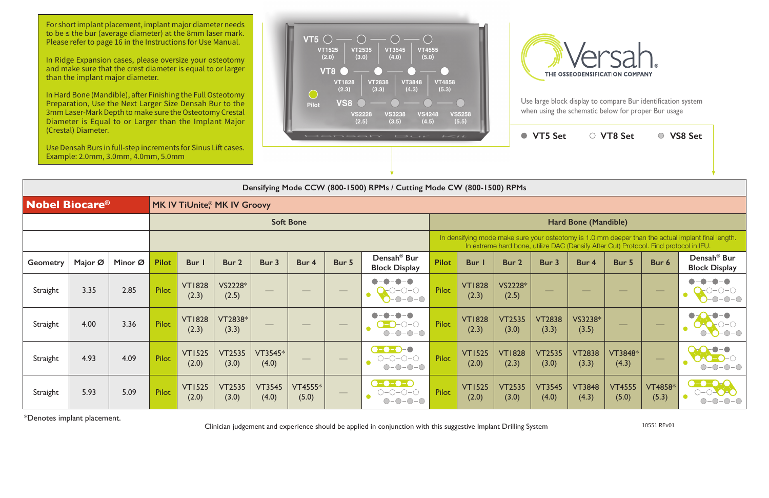For short implant placement, implant major diameter needs to be ≤ the bur (average diameter) at the 8mm laser mark. Please refer to page 16 in the Instructions for Use Manual.

In Ridge Expansion cases, please oversize your osteotomy and make sure that the crest diameter is equal to or larger than the implant major diameter.

In Hard Bone (Mandible), after Finishing the Full Osteotomy Preparation, Use the Next Larger Size Densah Bur to the 3mm Laser-Mark Depth to make sure the Osteotomy Crestal Diameter is Equal to or Larger than the Implant Major (Crestal) Diameter.

Use Densah Burs in full-step increments for Sinus Lift cases. Example: 2.0mm, 3.0mm, 4.0mm, 5.0mm

VT5: VT1525 (2.0), VT2535 (3.0), VT3545 (4.0), VT4555 (5.0)
VT8: VT1828 (2.3), VT2838 (3.3), VT3848 (4.3), VT4858 (5.3)
Pilot
VS8: VS2228 (2.5), VS3238 (3.5), VS4248 (4.5), VS5258 (5.5)

Densah Bur Kit

Versah® THE OSSEODENSIFICATION COMPANY

Use large block display to compare Bur identification system when using the schematic below for proper Bur usage

● VT5 Set ○ VT8 Set ● VS8 Set

| Densifying Mode CCW (800-1500) RPMs / Cutting Mode CW (800-1500) RPMs | | | | | | | | | | | | | | | | | | |
|---|---|---|---|---|---|---|---|---|---|---|---|---|---|---|---|---|---|---|
| **Nobel Biocare®** | | | MK IV TiUnite® MK IV Groovy | | | | | | | | | | | | | | | |
| | | | Soft Bone | | | | | | | Hard Bone (Mandible) | | | | | | | | |
| | | | | | | | | | | In densifying mode make sure your osteotomy is 1.0 mm deeper than the actual implant final length. In extreme hard bone, utilize DAC (Densify After Cut) Protocol. Find protocol in IFU. | | | | | | | | |
| Geometry | Major Ø | Minor Ø | Pilot | Bur 1 | Bur 2 | Bur 3 | Bur 4 | Bur 5 | Densah® Bur Block Display | Pilot | Bur 1 | Bur 2 | Bur 3 | Bur 4 | Bur 5 | Bur 6 | Densah® Bur Block Display |
| Straight | 3.35 | 2.85 | Pilot | VT1828 (2.3) | VS2228* (2.5) | — | — | — | | Pilot | VT1828 (2.3) | VS2228* (2.5) | — | — | — | — | |
| Straight | 4.00 | 3.36 | Pilot | VT1828 (2.3) | VT2838* (3.3) | — | — | — | | Pilot | VT1828 (2.3) | VT2535 (3.0) | VT2838 (3.3) | VS3238* (3.5) | — | — | |
| Straight | 4.93 | 4.09 | Pilot | VT1525 (2.0) | VT2535 (3.0) | VT3545* (4.0) | — | — | | Pilot | VT1525 (2.0) | VT1828 (2.3) | VT2535 (3.0) | VT2838 (3.3) | VT3848* (4.3) | — | |
| Straight | 5.93 | 5.09 | Pilot | VT1525 (2.0) | VT2535 (3.0) | VT3545 (4.0) | VT4555* (5.0) | — | | Pilot | VT1525 (2.0) | VT2535 (3.0) | VT3545 (4.0) | VT3848 (4.3) | VT4555 (5.0) | VT4858* (5.3) | |

*Denotes implant placement.

Clinician judgement and experience should be applied in conjunction with this suggestive Implant Drilling System

10551 REv01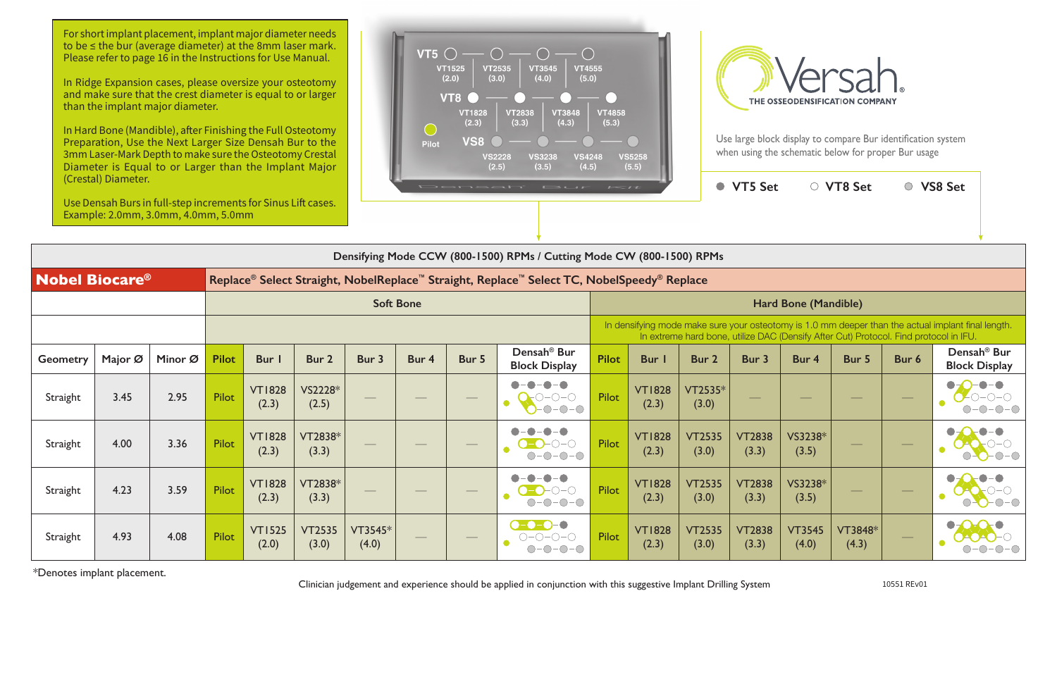For short implant placement, implant major diameter needs to be ≤ the bur (average diameter) at the 8mm laser mark. Please refer to page 16 in the Instructions for Use Manual.

In Ridge Expansion cases, please oversize your osteotomy and make sure that the crest diameter is equal to or larger than the implant major diameter.

In Hard Bone (Mandible), after Finishing the Full Osteotomy Preparation, Use the Next Larger Size Densah Bur to the 3mm Laser-Mark Depth to make sure the Osteotomy Crestal Diameter is Equal to or Larger than the Implant Major (Crestal) Diameter.

Use Densah Burs in full-step increments for Sinus Lift cases. Example: 2.0mm, 3.0mm, 4.0mm, 5.0mm

VT5: VT1525 (2.0), VT2535 (3.0), VT3545 (4.0), VT4555 (5.0)
VT8: VT1828 (2.3), VT2838 (3.3), VT3848 (4.3), VT4858 (5.3)
VS8: VS2228 (2.5), VS3238 (3.5), VS4248 (4.5), VS5258 (5.5)
Pilot

Densah Bur Kit

Versah® THE OSSEODENSIFICATION COMPANY

Use large block display to compare Bur identification system when using the schematic below for proper Bur usage

● VT5 Set ○ VT8 Set ◎ VS8 Set

| Densifying Mode CCW (800-1500) RPMs / Cutting Mode CW (800-1500) RPMs | | | | | | | | | | | | | | | | | | | |
|---|---|---|---|---|---|---|---|---|---|---|---|---|---|---|---|---|---|---|---|
| **Nobel Biocare®** | | | Replace® Select Straight, NobelReplace™ Straight, Replace™ Select TC, NobelSpeedy® Replace | | | | | | | | | | | | | | | | |
| | | | Soft Bone | | | | | | | Hard Bone (Mandible) | | | | | | | | | |
| | | | | | | | | | | In densifying mode make sure your osteotomy is 1.0 mm deeper than the actual implant final length. In extreme hard bone, utilize DAC (Densify After Cut) Protocol. Find protocol in IFU. | | | | | | | | | |
| Geometry | Major Ø | Minor Ø | Pilot | Bur 1 | Bur 2 | Bur 3 | Bur 4 | Bur 5 | Densah® Bur Block Display | Pilot | Bur 1 | Bur 2 | Bur 3 | Bur 4 | Bur 5 | Bur 6 | Densah® Bur Block Display |
| Straight | 3.45 | 2.95 | Pilot | VT1828 (2.3) | VS2228* (2.5) | — | — | — | | Pilot | VT1828 (2.3) | VT2535* (3.0) | — | — | — | — | |
| Straight | 4.00 | 3.36 | Pilot | VT1828 (2.3) | VT2838* (3.3) | — | — | — | | Pilot | VT1828 (2.3) | VT2535 (3.0) | VT2838 (3.3) | VS3238* (3.5) | — | — | |
| Straight | 4.23 | 3.59 | Pilot | VT1828 (2.3) | VT2838* (3.3) | — | — | — | | Pilot | VT1828 (2.3) | VT2535 (3.0) | VT2838 (3.3) | VS3238* (3.5) | — | — | |
| Straight | 4.93 | 4.08 | Pilot | VT1525 (2.0) | VT2535 (3.0) | VT3545* (4.0) | — | — | | Pilot | VT1828 (2.3) | VT2535 (3.0) | VT2838 (3.3) | VT3545 (4.0) | VT3848* (4.3) | — | |

*Denotes implant placement.

Clinician judgement and experience should be applied in conjunction with this suggestive Implant Drilling System

10551 REv01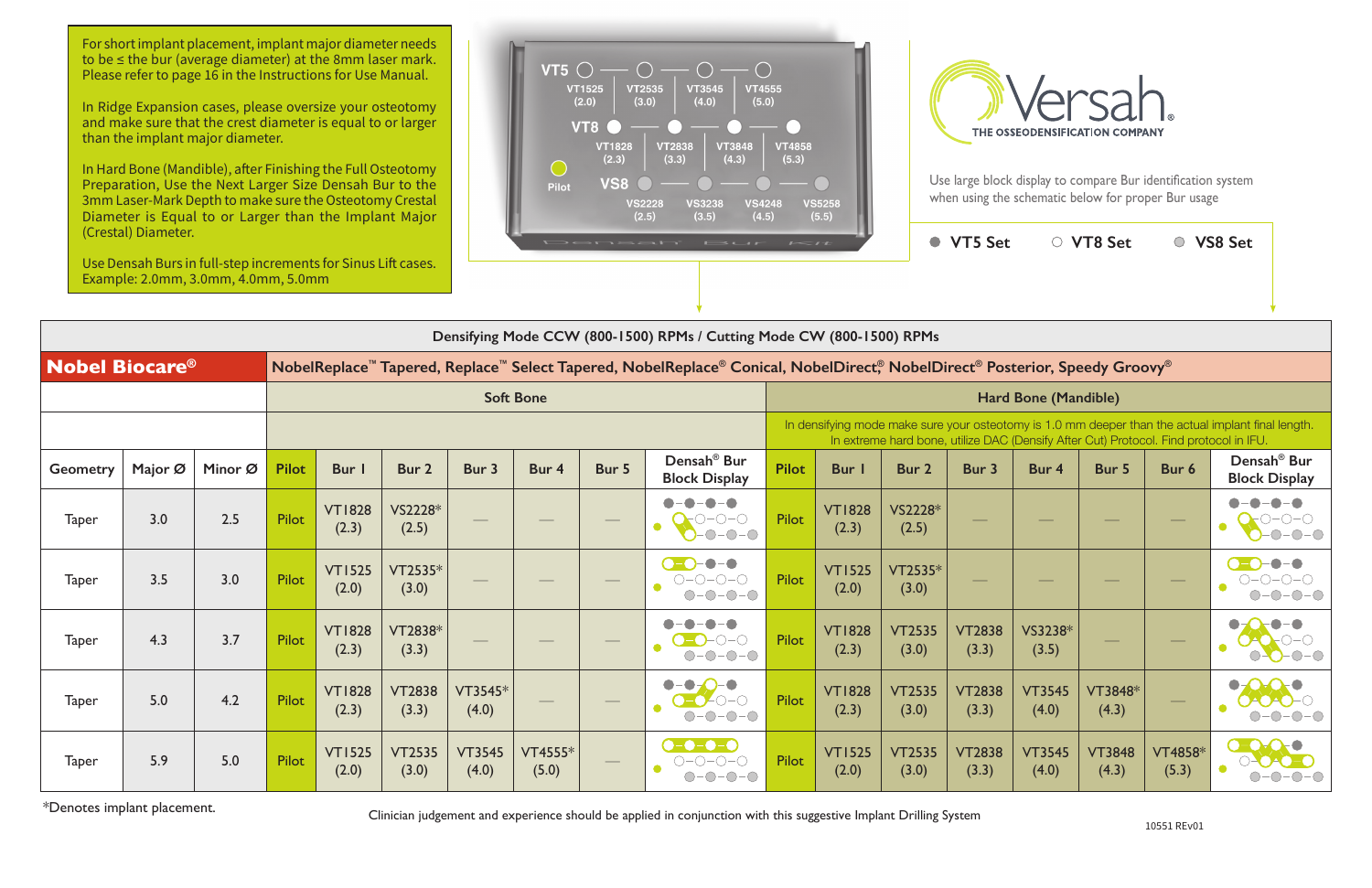For short implant placement, implant major diameter needs to be ≤ the bur (average diameter) at the 8mm laser mark. Please refer to page 16 in the Instructions for Use Manual.

In Ridge Expansion cases, please oversize your osteotomy and make sure that the crest diameter is equal to or larger than the implant major diameter.

In Hard Bone (Mandible), after Finishing the Full Osteotomy Preparation, Use the Next Larger Size Densah Bur to the 3mm Laser-Mark Depth to make sure the Osteotomy Crestal Diameter is Equal to or Larger than the Implant Major (Crestal) Diameter.

Use Densah Burs in full-step increments for Sinus Lift cases. Example: 2.0mm, 3.0mm, 4.0mm, 5.0mm

VT5: VT1525 (2.0), VT2535 (3.0), VT3545 (4.0), VT4555 (5.0)
VT8: VT1828 (2.3), VT2838 (3.3), VT3848 (4.3), VT4858 (5.3)
VS8: VS2228 (2.5), VS3238 (3.5), VS4248 (4.5), VS5258 (5.5)
Pilot

Densah Bur Kit

**Versah®** THE OSSEODENSIFICATION COMPANY

Use large block display to compare Bur identification system when using the schematic below for proper Bur usage

● VT5 Set ○ VT8 Set ◍ VS8 Set

| Densifying Mode CCW (800-1500) RPMs / Cutting Mode CW (800-1500) RPMs | | | | | | | | | | | | | | | | | |
|---|---|---|---|---|---|---|---|---|---|---|---|---|---|---|---|---|---|
| **Nobel Biocare®** | | | NobelReplace™ Tapered, Replace™ Select Tapered, NobelReplace® Conical, NobelDirect®, NobelDirect® Posterior, Speedy Groovy® | | | | | | | | | | | | | | |
| | | | Soft Bone | | | | | | | Hard Bone (Mandible) | | | | | | | |
| | | | | | | | | | | In densifying mode make sure your osteotomy is 1.0 mm deeper than the actual implant final length. In extreme hard bone, utilize DAC (Densify After Cut) Protocol. Find protocol in IFU. | | | | | | | |
| Geometry | Major Ø | Minor Ø | Pilot | Bur 1 | Bur 2 | Bur 3 | Bur 4 | Bur 5 | Densah® Bur Block Display | Pilot | Bur 1 | Bur 2 | Bur 3 | Bur 4 | Bur 5 | Bur 6 | Densah® Bur Block Display |
| Taper | 3.0 | 2.5 | Pilot | VT1828 (2.3) | VS2228* (2.5) | — | — | — | | Pilot | VT1828 (2.3) | VS2228* (2.5) | — | — | — | — | |
| Taper | 3.5 | 3.0 | Pilot | VT1525 (2.0) | VT2535* (3.0) | — | — | — | | Pilot | VT1525 (2.0) | VT2535* (3.0) | — | — | — | — | |
| Taper | 4.3 | 3.7 | Pilot | VT1828 (2.3) | VT2838* (3.3) | — | — | — | | Pilot | VT1828 (2.3) | VT2535 (3.0) | VT2838 (3.3) | VS3238* (3.5) | — | — | |
| Taper | 5.0 | 4.2 | Pilot | VT1828 (2.3) | VT2838 (3.3) | VT3545* (4.0) | — | — | | Pilot | VT1828 (2.3) | VT2535 (3.0) | VT2838 (3.3) | VT3545 (4.0) | VT3848* (4.3) | — | |
| Taper | 5.9 | 5.0 | Pilot | VT1525 (2.0) | VT2535 (3.0) | VT3545 (4.0) | VT4555* (5.0) | — | | Pilot | VT1525 (2.0) | VT2535 (3.0) | VT2838 (3.3) | VT3545 (4.0) | VT3848 (4.3) | VT4858* (5.3) | |

*Denotes implant placement.

Clinician judgement and experience should be applied in conjunction with this suggestive Implant Drilling System

10551 REv01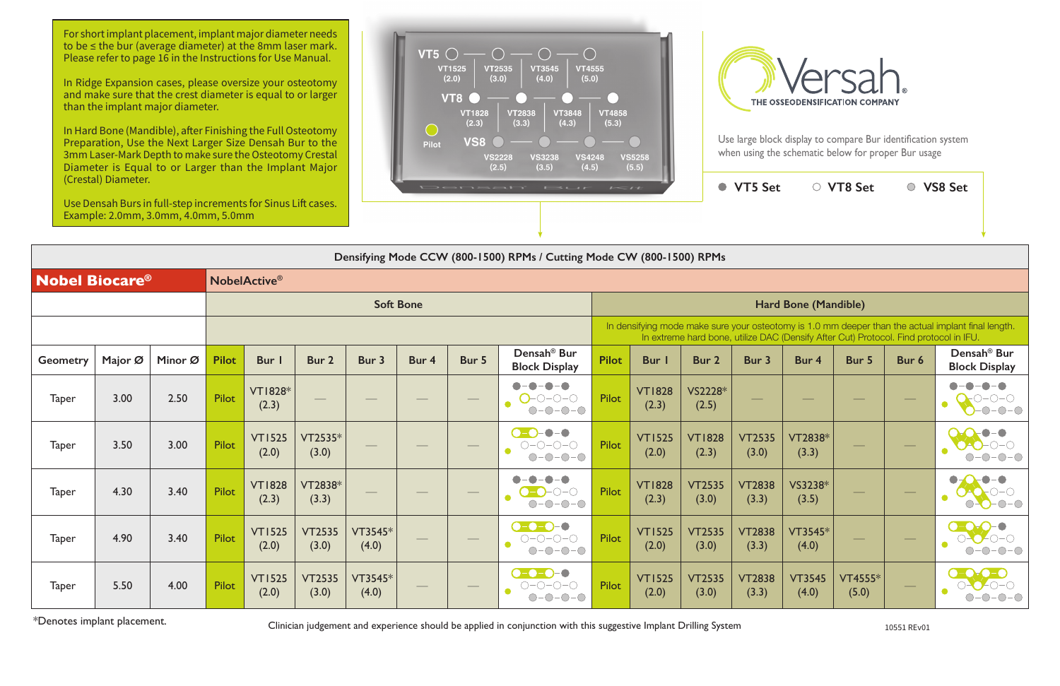For short implant placement, implant major diameter needs to be ≤ the bur (average diameter) at the 8mm laser mark. Please refer to page 16 in the Instructions for Use Manual.

In Ridge Expansion cases, please oversize your osteotomy and make sure that the crest diameter is equal to or larger than the implant major diameter.

In Hard Bone (Mandible), after Finishing the Full Osteotomy Preparation, Use the Next Larger Size Densah Bur to the 3mm Laser-Mark Depth to make sure the Osteotomy Crestal Diameter is Equal to or Larger than the Implant Major (Crestal) Diameter.

Use Densah Burs in full-step increments for Sinus Lift cases. Example: 2.0mm, 3.0mm, 4.0mm, 5.0mm

VT5: VT1525 (2.0), VT2535 (3.0), VT3545 (4.0), VT4555 (5.0)

VT8: VT1828 (2.3), VT2838 (3.3), VT3848 (4.3), VT4858 (5.3)

Pilot

VS8: VS2228 (2.5), VS3238 (3.5), VS4248 (4.5), VS5258 (5.5)

Densah Bur Kit

**Versah®** THE OSSEODENSIFICATION COMPANY

Use large block display to compare Bur identification system when using the schematic below for proper Bur usage

● VT5 Set ○ VT8 Set ● VS8 Set

Densifying Mode CCW (800-1500) RPMs / Cutting Mode CW (800-1500) RPMs

| **Nobel Biocare®** | | | NobelActive® | | | | | | | | | | | | | | | |
|---|---|---|---|---|---|---|---|---|---|---|---|---|---|---|---|---|---|---|
| | | | Soft Bone | | | | | | | Hard Bone (Mandible) | | | | | | | | |
| | | | | | | | | | | In densifying mode make sure your osteotomy is 1.0 mm deeper than the actual implant final length. In extreme hard bone, utilize DAC (Densify After Cut) Protocol. Find protocol in IFU. | | | | | | | | |
| Geometry | Major Ø | Minor Ø | Pilot | Bur 1 | Bur 2 | Bur 3 | Bur 4 | Bur 5 | Densah® Bur Block Display | Pilot | Bur 1 | Bur 2 | Bur 3 | Bur 4 | Bur 5 | Bur 6 | Densah® Bur Block Display |
| Taper | 3.00 | 2.50 | Pilot | VT1828* (2.3) | — | — | — | — | | Pilot | VT1828 (2.3) | VS2228* (2.5) | — | — | — | — | |
| Taper | 3.50 | 3.00 | Pilot | VT1525 (2.0) | VT2535* (3.0) | — | — | — | | Pilot | VT1525 (2.0) | VT1828 (2.3) | VT2535 (3.0) | VT2838* (3.3) | — | — | |
| Taper | 4.30 | 3.40 | Pilot | VT1828 (2.3) | VT2838* (3.3) | — | — | — | | Pilot | VT1828 (2.3) | VT2535 (3.0) | VT2838 (3.3) | VS3238* (3.5) | — | — | |
| Taper | 4.90 | 3.40 | Pilot | VT1525 (2.0) | VT2535 (3.0) | VT3545* (4.0) | — | — | | Pilot | VT1525 (2.0) | VT2535 (3.0) | VT2838 (3.3) | VT3545* (4.0) | — | — | |
| Taper | 5.50 | 4.00 | Pilot | VT1525 (2.0) | VT2535 (3.0) | VT3545* (4.0) | — | — | | Pilot | VT1525 (2.0) | VT2535 (3.0) | VT2838 (3.3) | VT3545 (4.0) | VT4555* (5.0) | — | |

*Denotes implant placement.

Clinician judgement and experience should be applied in conjunction with this suggestive Implant Drilling System

10551 REv01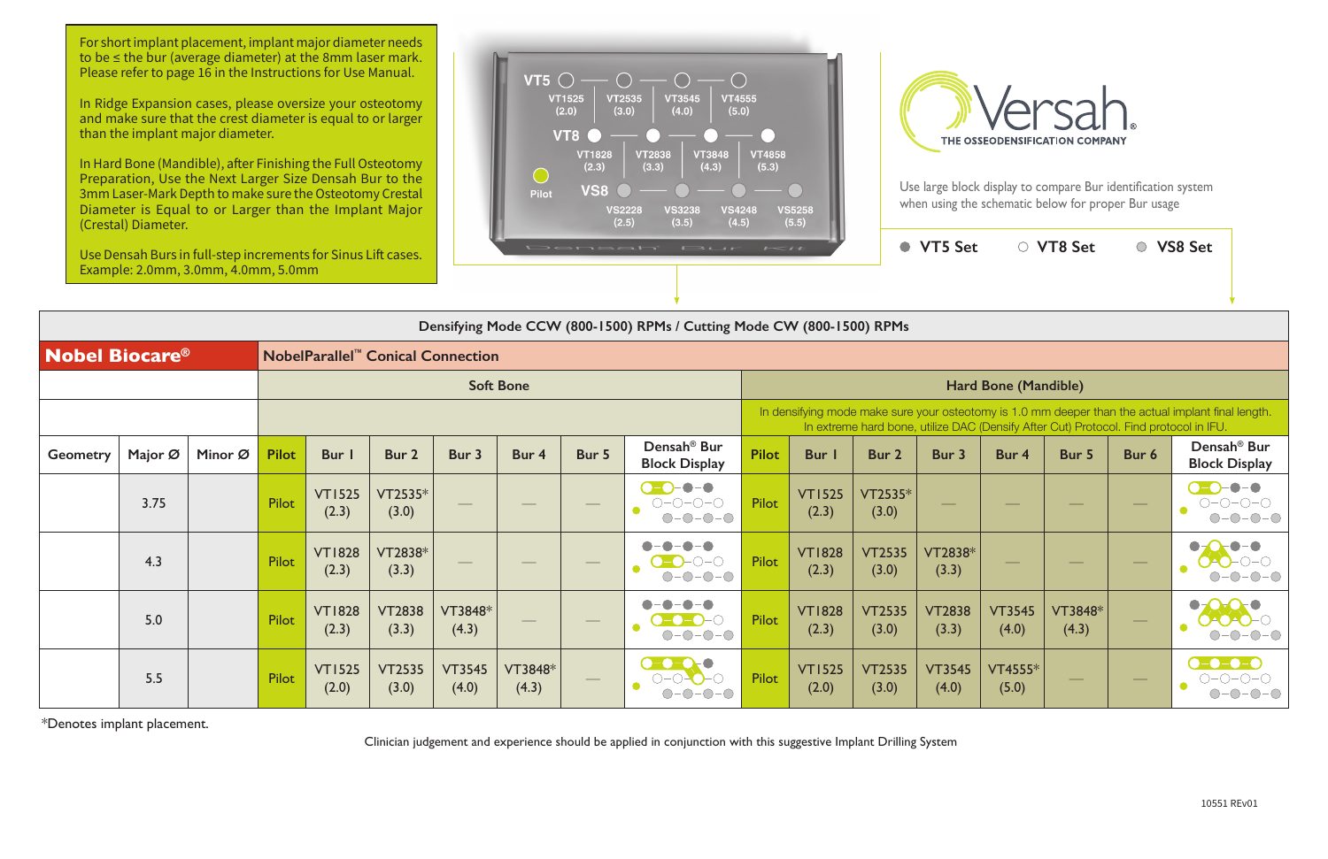For short implant placement, implant major diameter needs to be ≤ the bur (average diameter) at the 8mm laser mark. Please refer to page 16 in the Instructions for Use Manual.

In Ridge Expansion cases, please oversize your osteotomy and make sure that the crest diameter is equal to or larger than the implant major diameter.

In Hard Bone (Mandible), after Finishing the Full Osteotomy Preparation, Use the Next Larger Size Densah Bur to the 3mm Laser-Mark Depth to make sure the Osteotomy Crestal Diameter is Equal to or Larger than the Implant Major (Crestal) Diameter.

Use Densah Burs in full-step increments for Sinus Lift cases. Example: 2.0mm, 3.0mm, 4.0mm, 5.0mm

VT5: VT1525 (2.0), VT2535 (3.0), VT3545 (4.0), VT4555 (5.0)
VT8: VT1828 (2.3), VT2838 (3.3), VT3848 (4.3), VT4858 (5.3)
VS8: VS2228 (2.5), VS3238 (3.5), VS4248 (4.5), VS5258 (5.5)
Pilot

Densah Bur Kit

**Versah** THE OSSEODENSIFICATION COMPANY

Use large block display to compare Bur identification system when using the schematic below for proper Bur usage

● VT5 Set ○ VT8 Set ◎ VS8 Set

| Densifying Mode CCW (800-1500) RPMs / Cutting Mode CW (800-1500) RPMs | | | | | | | | | | | | | | | | | | |
|---|---|---|---|---|---|---|---|---|---|---|---|---|---|---|---|---|---|---|
| **Nobel Biocare®** | | | NobelParallel™ Conical Connection | | | | | | | | | | | | | | | |
| | | | Soft Bone | | | | | | | Hard Bone (Mandible) | | | | | | | | |
| | | | | | | | | | | In densifying mode make sure your osteotomy is 1.0 mm deeper than the actual implant final length. In extreme hard bone, utilize DAC (Densify After Cut) Protocol. Find protocol in IFU. | | | | | | | | |
| Geometry | Major Ø | Minor Ø | Pilot | Bur 1 | Bur 2 | Bur 3 | Bur 4 | Bur 5 | Densah® Bur Block Display | Pilot | Bur 1 | Bur 2 | Bur 3 | Bur 4 | Bur 5 | Bur 6 | Densah® Bur Block Display |
| | 3.75 | | Pilot | VT1525 (2.3) | VT2535* (3.0) | — | — | — | | Pilot | VT1525 (2.3) | VT2535* (3.0) | — | — | — | — | |
| | 4.3 | | Pilot | VT1828 (2.3) | VT2838* (3.3) | — | — | — | | Pilot | VT1828 (2.3) | VT2535 (3.0) | VT2838* (3.3) | — | — | — | |
| | 5.0 | | Pilot | VT1828 (2.3) | VT2838 (3.3) | VT3848* (4.3) | — | — | | Pilot | VT1828 (2.3) | VT2535 (3.0) | VT2838 (3.3) | VT3545 (4.0) | VT3848* (4.3) | — | |
| | 5.5 | | Pilot | VT1525 (2.0) | VT2535 (3.0) | VT3545 (4.0) | VT3848* (4.3) | — | | Pilot | VT1525 (2.0) | VT2535 (3.0) | VT3545 (4.0) | VT4555* (5.0) | — | — | |

*Denotes implant placement.

Clinician judgement and experience should be applied in conjunction with this suggestive Implant Drilling System

10551 REv01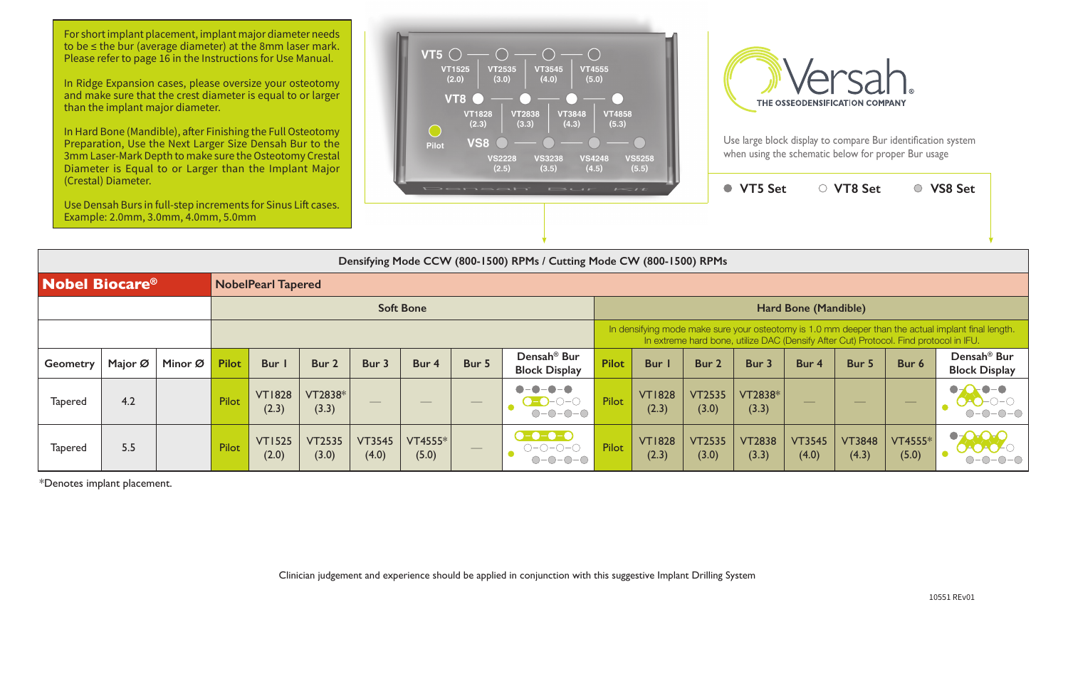For short implant placement, implant major diameter needs to be ≤ the bur (average diameter) at the 8mm laser mark. Please refer to page 16 in the Instructions for Use Manual.

In Ridge Expansion cases, please oversize your osteotomy and make sure that the crest diameter is equal to or larger than the implant major diameter.

In Hard Bone (Mandible), after Finishing the Full Osteotomy Preparation, Use the Next Larger Size Densah Bur to the 3mm Laser-Mark Depth to make sure the Osteotomy Crestal Diameter is Equal to or Larger than the Implant Major (Crestal) Diameter.

Use Densah Burs in full-step increments for Sinus Lift cases. Example: 2.0mm, 3.0mm, 4.0mm, 5.0mm

VT5: VT1525 (2.0), VT2535 (3.0), VT3545 (4.0), VT4555 (5.0)

VT8: VT1828 (2.3), VT2838 (3.3), VT3848 (4.3), VT4858 (5.3)

Pilot

VS8: VS2228 (2.5), VS3238 (3.5), VS4248 (4.5), VS5258 (5.5)

Densah Bur Kit

Versah® THE OSSEODENSIFICATION COMPANY

Use large block display to compare Bur identification system when using the schematic below for proper Bur usage

● VT5 Set ○ VT8 Set ◎ VS8 Set

Densifying Mode CCW (800-1500) RPMs / Cutting Mode CW (800-1500) RPMs

| **Nobel Biocare®** | | | **NobelPearl Tapered** | | | | | | | | | | | | | | |
|---|---|---|---|---|---|---|---|---|---|---|---|---|---|---|---|---|---|
| | | | Soft Bone | | | | | | | Hard Bone (Mandible) | | | | | | | |
| | | | | | | | | | | In densifying mode make sure your osteotomy is 1.0 mm deeper than the actual implant final length. In extreme hard bone, utilize DAC (Densify After Cut) Protocol. Find protocol in IFU. | | | | | | | |
| Geometry | Major Ø | Minor Ø | Pilot | Bur 1 | Bur 2 | Bur 3 | Bur 4 | Bur 5 | Densah® Bur Block Display | Pilot | Bur 1 | Bur 2 | Bur 3 | Bur 4 | Bur 5 | Bur 6 | Densah® Bur Block Display |
| Tapered | 4.2 | | Pilot | VT1828 (2.3) | VT2838* (3.3) | — | — | — | | Pilot | VT1828 (2.3) | VT2535 (3.0) | VT2838* (3.3) | — | — | — | |
| Tapered | 5.5 | | Pilot | VT1525 (2.0) | VT2535 (3.0) | VT3545 (4.0) | VT4555* (5.0) | — | | Pilot | VT1828 (2.3) | VT2535 (3.0) | VT2838 (3.3) | VT3545 (4.0) | VT3848 (4.3) | VT4555* (5.0) | |

*Denotes implant placement.

Clinician judgement and experience should be applied in conjunction with this suggestive Implant Drilling System

10551 REv01